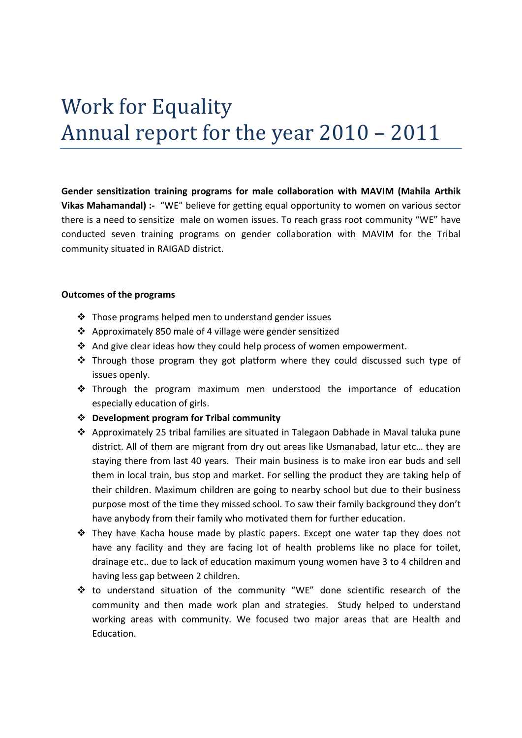# Work for Equality
# Annual report for the year 2010 – 2011

**Gender sensitization training programs for male collaboration with MAVIM (Mahila Arthik Vikas Mahamandal) :-** "WE" believe for getting equal opportunity to women on various sector there is a need to sensitize male on women issues. To reach grass root community "WE" have conducted seven training programs on gender collaboration with MAVIM for the Tribal community situated in RAIGAD district.

**Outcomes of the programs**

- Those programs helped men to understand gender issues
- Approximately 850 male of 4 village were gender sensitized
- And give clear ideas how they could help process of women empowerment.
- Through those program they got platform where they could discussed such type of issues openly.
- Through the program maximum men understood the importance of education especially education of girls.
- **Development program for Tribal community**
- Approximately 25 tribal families are situated in Talegaon Dabhade in Maval taluka pune district. All of them are migrant from dry out areas like Usmanabad, latur etc… they are staying there from last 40 years. Their main business is to make iron ear buds and sell them in local train, bus stop and market. For selling the product they are taking help of their children. Maximum children are going to nearby school but due to their business purpose most of the time they missed school. To saw their family background they don't have anybody from their family who motivated them for further education.
- They have Kacha house made by plastic papers. Except one water tap they does not have any facility and they are facing lot of health problems like no place for toilet, drainage etc.. due to lack of education maximum young women have 3 to 4 children and having less gap between 2 children.
- to understand situation of the community "WE" done scientific research of the community and then made work plan and strategies. Study helped to understand working areas with community. We focused two major areas that are Health and Education.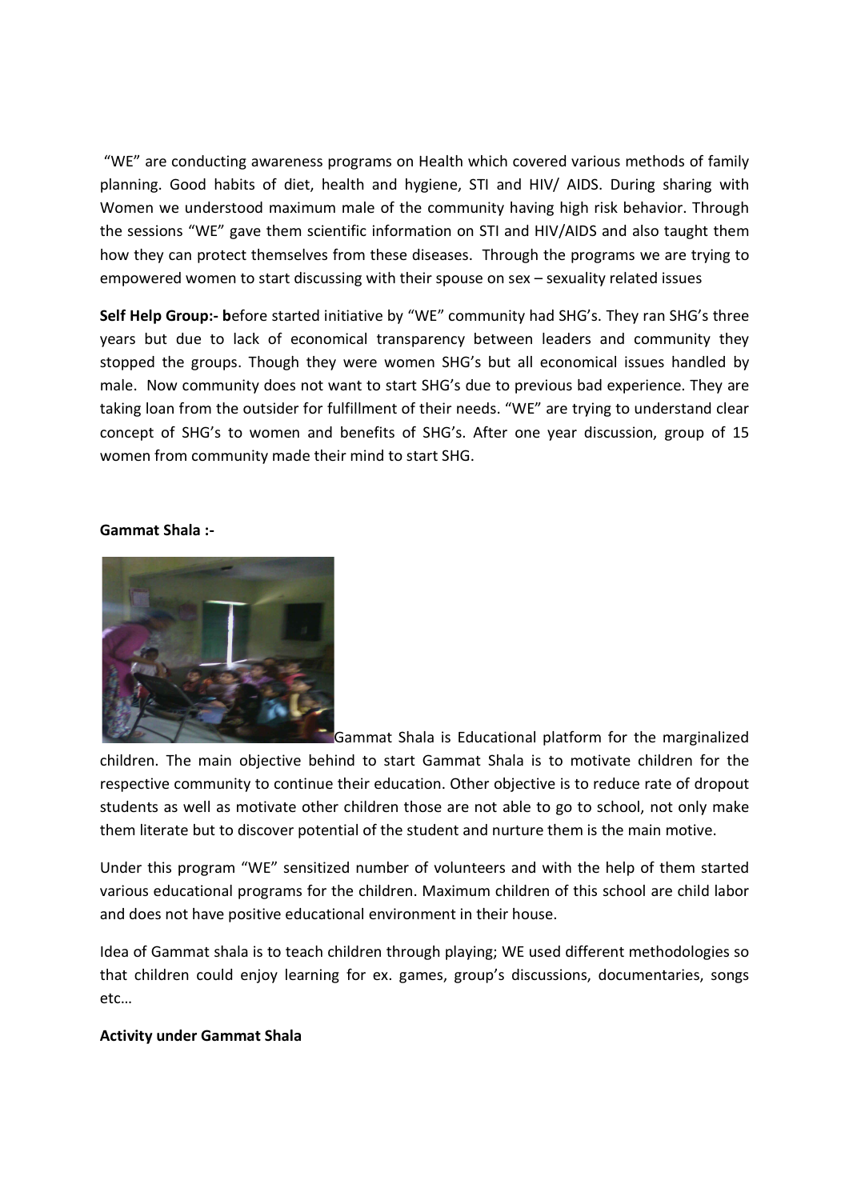"WE" are conducting awareness programs on Health which covered various methods of family planning. Good habits of diet, health and hygiene, STI and HIV/ AIDS. During sharing with Women we understood maximum male of the community having high risk behavior. Through the sessions "WE" gave them scientific information on STI and HIV/AIDS and also taught them how they can protect themselves from these diseases. Through the programs we are trying to empowered women to start discussing with their spouse on sex – sexuality related issues

**Self Help Group:- b**efore started initiative by "WE" community had SHG's. They ran SHG's three years but due to lack of economical transparency between leaders and community they stopped the groups. Though they were women SHG's but all economical issues handled by male. Now community does not want to start SHG's due to previous bad experience. They are taking loan from the outsider for fulfillment of their needs. "WE" are trying to understand clear concept of SHG's to women and benefits of SHG's. After one year discussion, group of 15 women from community made their mind to start SHG.

**Gammat Shala :-**

Gammat Shala is Educational platform for the marginalized children. The main objective behind to start Gammat Shala is to motivate children for the respective community to continue their education. Other objective is to reduce rate of dropout students as well as motivate other children those are not able to go to school, not only make them literate but to discover potential of the student and nurture them is the main motive.

Under this program "WE" sensitized number of volunteers and with the help of them started various educational programs for the children. Maximum children of this school are child labor and does not have positive educational environment in their house.

Idea of Gammat shala is to teach children through playing; WE used different methodologies so that children could enjoy learning for ex. games, group's discussions, documentaries, songs etc…

**Activity under Gammat Shala**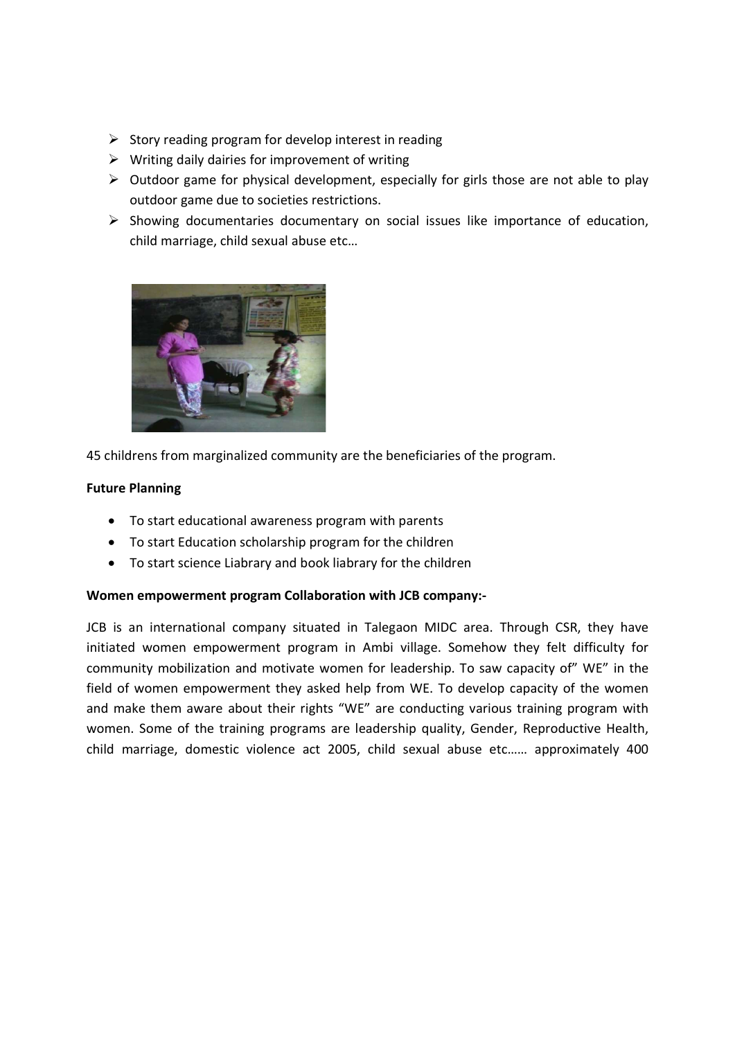- Story reading program for develop interest in reading
- Writing daily dairies for improvement of writing
- Outdoor game for physical development, especially for girls those are not able to play outdoor game due to societies restrictions.
- Showing documentaries documentary on social issues like importance of education, child marriage, child sexual abuse etc…

45 childrens from marginalized community are the beneficiaries of the program.

**Future Planning**

- To start educational awareness program with parents
- To start Education scholarship program for the children
- To start science Liabrary and book liabrary for the children

**Women empowerment program Collaboration with JCB company:-**

JCB is an international company situated in Talegaon MIDC area. Through CSR, they have initiated women empowerment program in Ambi village. Somehow they felt difficulty for community mobilization and motivate women for leadership. To saw capacity of" WE" in the field of women empowerment they asked help from WE. To develop capacity of the women and make them aware about their rights "WE" are conducting various training program with women. Some of the training programs are leadership quality, Gender, Reproductive Health, child marriage, domestic violence act 2005, child sexual abuse etc…… approximately 400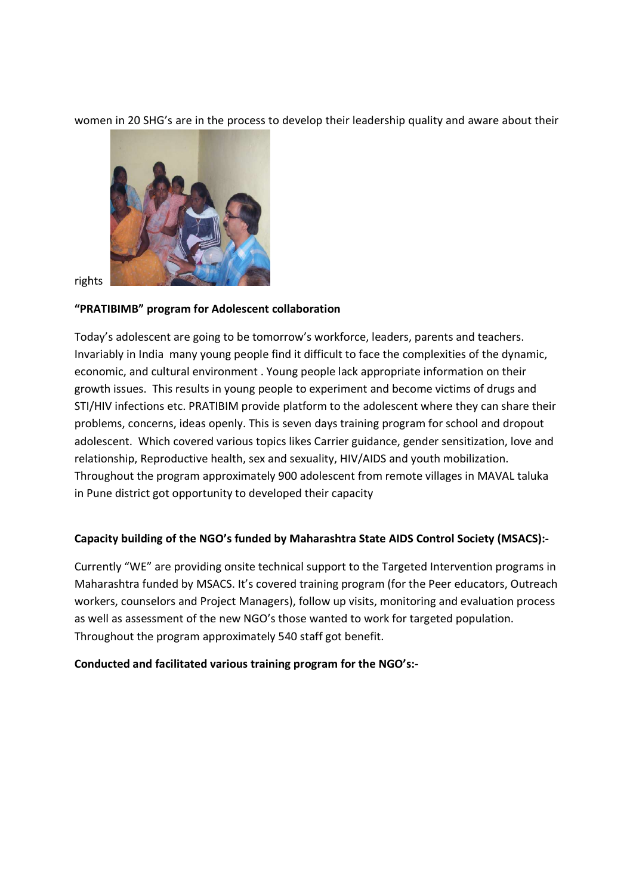women in 20 SHG's are in the process to develop their leadership quality and aware about their rights

**"PRATIBIMB" program for Adolescent collaboration**

Today's adolescent are going to be tomorrow's workforce, leaders, parents and teachers. Invariably in India many people find it difficult to face the complexities of the dynamic, economic, and cultural environment . Young people lack appropriate information on their growth issues. This results in young people to experiment and become victims of drugs and STI/HIV infections etc. PRATIBIM provide platform to the adolescent where they can share their problems, concerns, ideas openly. This is seven days training program for school and dropout adolescent. Which covered various topics likes Carrier guidance, gender sensitization, love and relationship, Reproductive health, sex and sexuality, HIV/AIDS and youth mobilization. Throughout the program approximately 900 adolescent from remote villages in MAVAL taluka in Pune district got opportunity to developed their capacity

**Capacity building of the NGO's funded by Maharashtra State AIDS Control Society (MSACS):-**

Currently "WE" are providing onsite technical support to the Targeted Intervention programs in Maharashtra funded by MSACS. It's covered training program (for the Peer educators, Outreach workers, counselors and Project Managers), follow up visits, monitoring and evaluation process as well as assessment of the new NGO's those wanted to work for targeted population. Throughout the program approximately 540 staff got benefit.

**Conducted and facilitated various training program for the NGO's:-**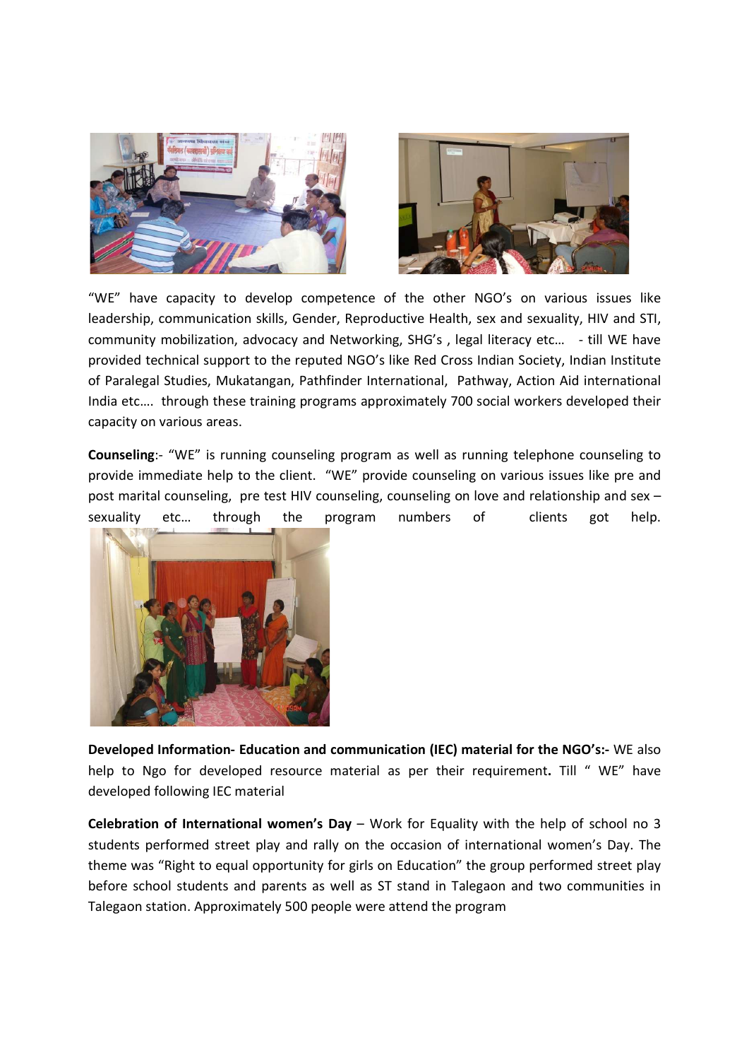"WE" have capacity to develop competence of the other NGO's on various issues like leadership, communication skills, Gender, Reproductive Health, sex and sexuality, HIV and STI, community mobilization, advocacy and Networking, SHG's , legal literacy etc… - till WE have provided technical support to the reputed NGO's like Red Cross Indian Society, Indian Institute of Paralegal Studies, Mukatangan, Pathfinder International, Pathway, Action Aid international India etc…. through these training programs approximately 700 social workers developed their capacity on various areas.

**Counseling**:- "WE" is running counseling program as well as running telephone counseling to provide immediate help to the client. "WE" provide counseling on various issues like pre and post marital counseling, pre test HIV counseling, counseling on love and relationship and sex – sexuality etc… through the program numbers of clients got help.

**Developed Information- Education and communication (IEC) material for the NGO's:-** WE also help to Ngo for developed resource material as per their requirement**.** Till " WE" have developed following IEC material

**Celebration of International women's Day** – Work for Equality with the help of school no 3 students performed street play and rally on the occasion of international women's Day. The theme was "Right to equal opportunity for girls on Education" the group performed street play before school students and parents as well as ST stand in Talegaon and two communities in Talegaon station. Approximately 500 people were attend the program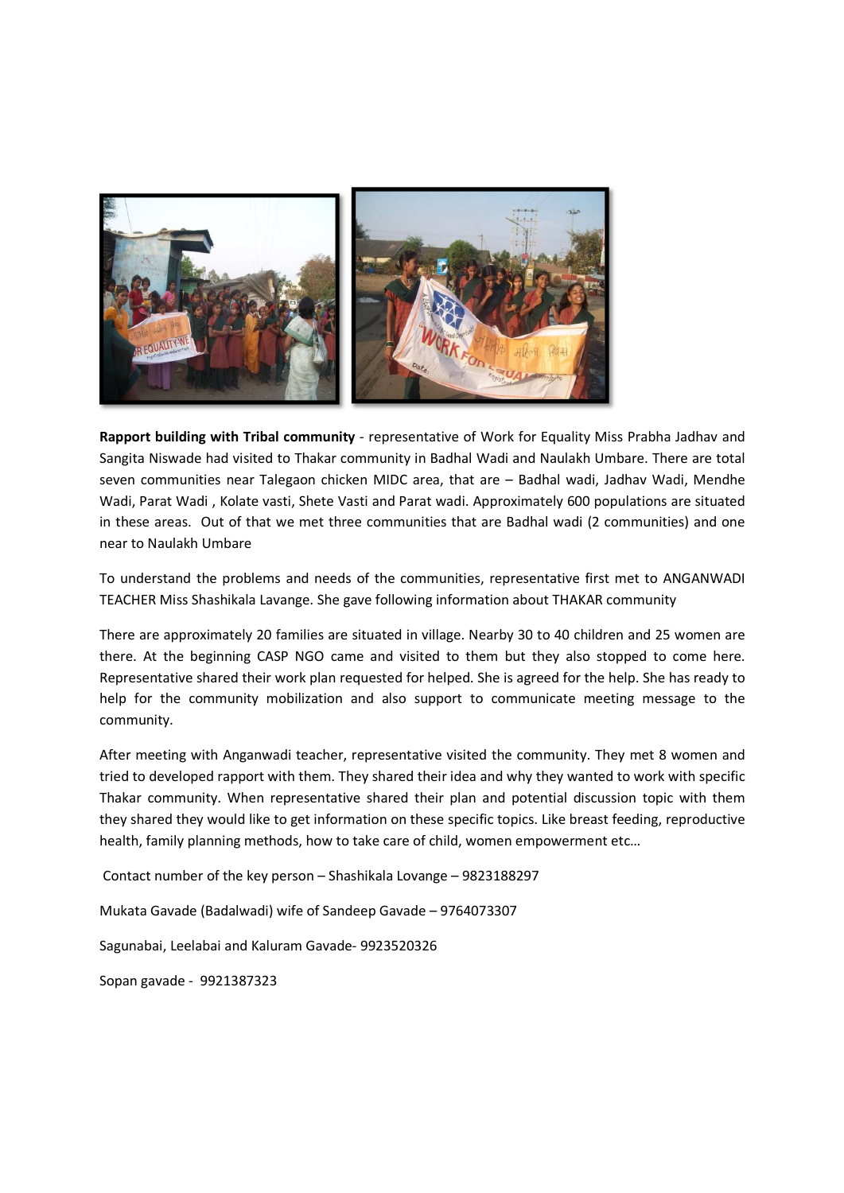**Rapport building with Tribal community** - representative of Work for Equality Miss Prabha Jadhav and Sangita Niswade had visited to Thakar community in Badhal Wadi and Naulakh Umbare. There are total seven communities near Talegaon chicken MIDC area, that are – Badhal wadi, Jadhav Wadi, Mendhe Wadi, Parat Wadi , Kolate vasti, Shete Vasti and Parat wadi. Approximately 600 populations are situated in these areas. Out of that we met three communities that are Badhal wadi (2 communities) and one near to Naulakh Umbare

To understand the problems and needs of the communities, representative first met to ANGANWADI TEACHER Miss Shashikala Lavange. She gave following information about THAKAR community

There are approximately 20 families are situated in village. Nearby 30 to 40 children and 25 women are there. At the beginning CASP NGO came and visited to them but they also stopped to come here. Representative shared their work plan requested for helped. She is agreed for the help. She has ready to help for the community mobilization and also support to communicate meeting message to the community.

After meeting with Anganwadi teacher, representative visited the community. They met 8 women and tried to developed rapport with them. They shared their idea and why they wanted to work with specific Thakar community. When representative shared their plan and potential discussion topic with them they shared they would like to get information on these specific topics. Like breast feeding, reproductive health, family planning methods, how to take care of child, women empowerment etc…

Contact number of the key person – Shashikala Lovange – 9823188297

Mukata Gavade (Badalwadi) wife of Sandeep Gavade – 9764073307

Sagunabai, Leelabai and Kaluram Gavade- 9923520326

Sopan gavade - 9921387323